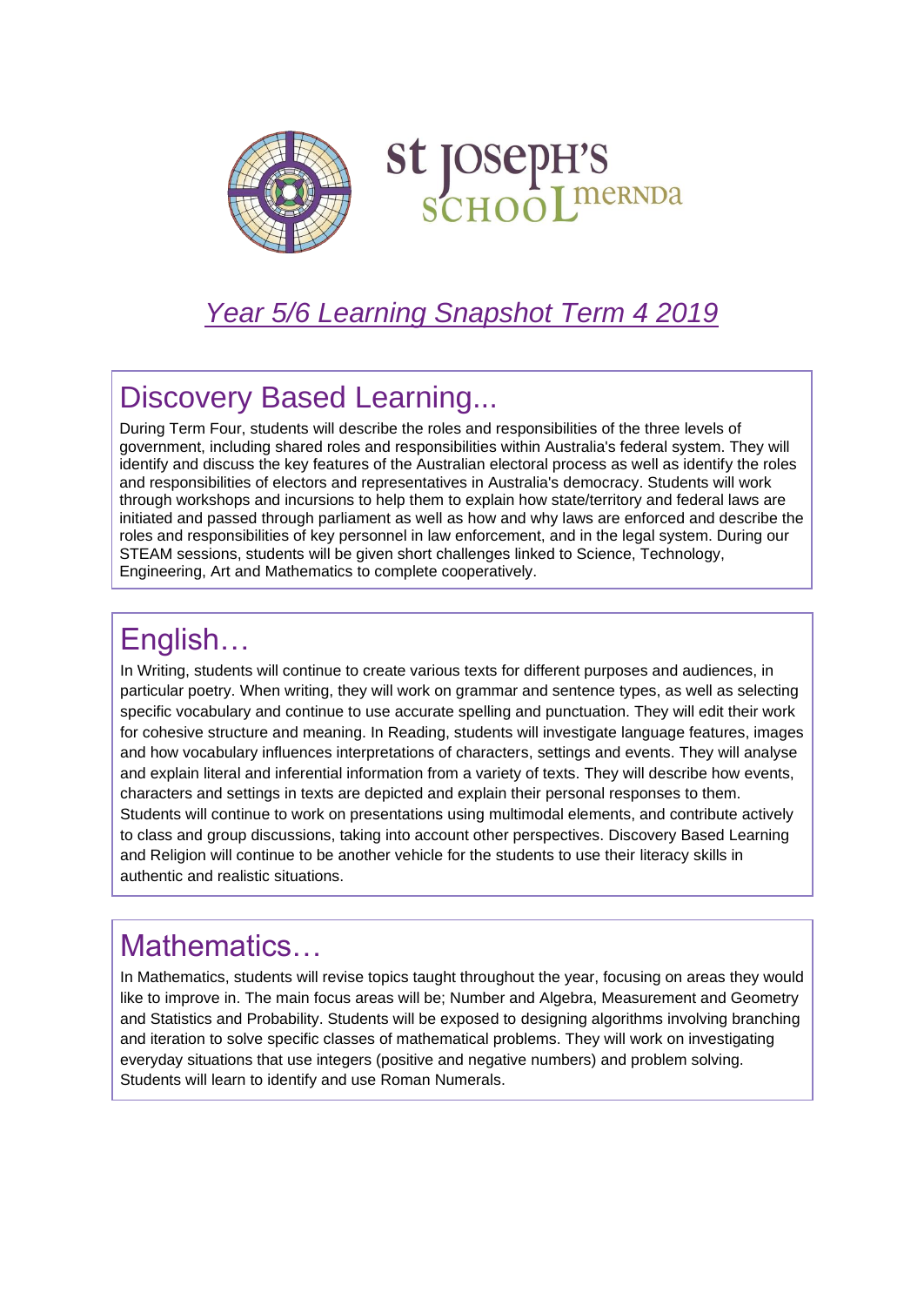St Joseph's School Mernda

# *Year 5/6 Learning Snapshot Term 4 2019*

## Discovery Based Learning...

During Term Four, students will describe the roles and responsibilities of the three levels of government, including shared roles and responsibilities within Australia's federal system. They will identify and discuss the key features of the Australian electoral process as well as identify the roles and responsibilities of electors and representatives in Australia's democracy. Students will work through workshops and incursions to help them to explain how state/territory and federal laws are initiated and passed through parliament as well as how and why laws are enforced and describe the roles and responsibilities of key personnel in law enforcement, and in the legal system. During our STEAM sessions, students will be given short challenges linked to Science, Technology, Engineering, Art and Mathematics to complete cooperatively.

## English…

In Writing, students will continue to create various texts for different purposes and audiences, in particular poetry. When writing, they will work on grammar and sentence types, as well as selecting specific vocabulary and continue to use accurate spelling and punctuation. They will edit their work for cohesive structure and meaning. In Reading, students will investigate language features, images and how vocabulary influences interpretations of characters, settings and events. They will analyse and explain literal and inferential information from a variety of texts. They will describe how events, characters and settings in texts are depicted and explain their personal responses to them. Students will continue to work on presentations using multimodal elements, and contribute actively to class and group discussions, taking into account other perspectives. Discovery Based Learning and Religion will continue to be another vehicle for the students to use their literacy skills in authentic and realistic situations.

## Mathematics…

In Mathematics, students will revise topics taught throughout the year, focusing on areas they would like to improve in. The main focus areas will be; Number and Algebra, Measurement and Geometry and Statistics and Probability. Students will be exposed to designing algorithms involving branching and iteration to solve specific classes of mathematical problems. They will work on investigating everyday situations that use integers (positive and negative numbers) and problem solving. Students will learn to identify and use Roman Numerals.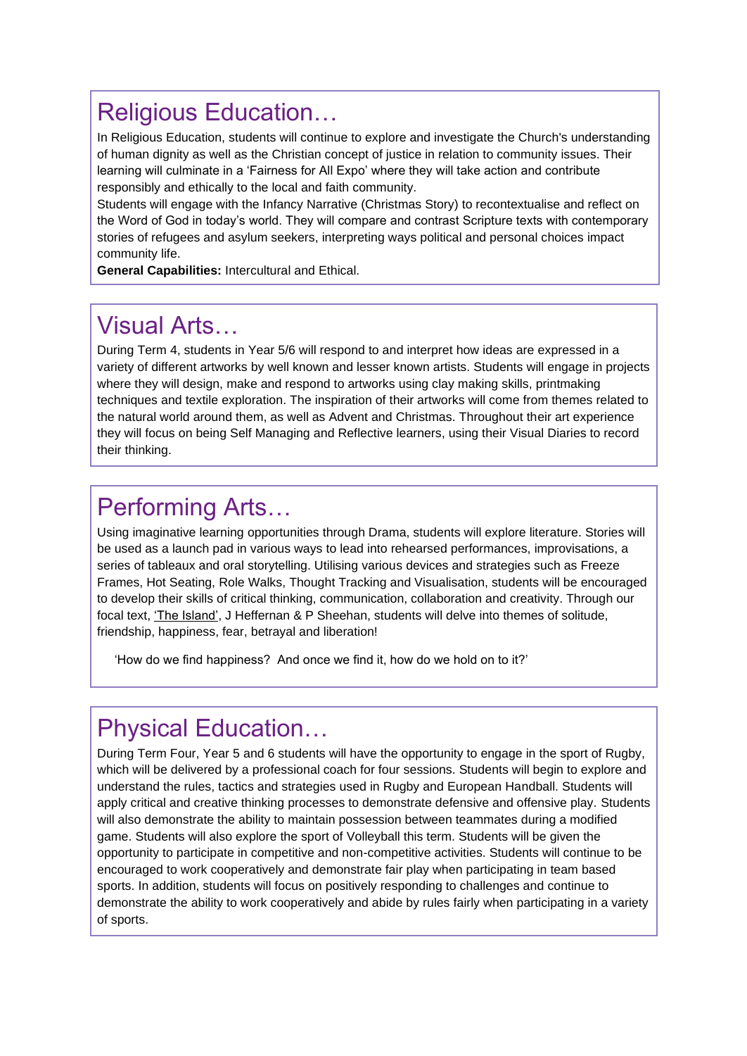## Religious Education…

In Religious Education, students will continue to explore and investigate the Church's understanding of human dignity as well as the Christian concept of justice in relation to community issues. Their learning will culminate in a 'Fairness for All Expo' where they will take action and contribute responsibly and ethically to the local and faith community.

Students will engage with the Infancy Narrative (Christmas Story) to recontextualise and reflect on the Word of God in today's world. They will compare and contrast Scripture texts with contemporary stories of refugees and asylum seekers, interpreting ways political and personal choices impact community life.

**General Capabilities:** Intercultural and Ethical.

## Visual Arts…

During Term 4, students in Year 5/6 will respond to and interpret how ideas are expressed in a variety of different artworks by well known and lesser known artists. Students will engage in projects where they will design, make and respond to artworks using clay making skills, printmaking techniques and textile exploration. The inspiration of their artworks will come from themes related to the natural world around them, as well as Advent and Christmas. Throughout their art experience they will focus on being Self Managing and Reflective learners, using their Visual Diaries to record their thinking.

## Performing Arts…

Using imaginative learning opportunities through Drama, students will explore literature. Stories will be used as a launch pad in various ways to lead into rehearsed performances, improvisations, a series of tableaux and oral storytelling. Utilising various devices and strategies such as Freeze Frames, Hot Seating, Role Walks, Thought Tracking and Visualisation, students will be encouraged to develop their skills of critical thinking, communication, collaboration and creativity. Through our focal text, 'The Island', J Heffernan & P Sheehan, students will delve into themes of solitude, friendship, happiness, fear, betrayal and liberation!

'How do we find happiness? And once we find it, how do we hold on to it?'

## Physical Education…

During Term Four, Year 5 and 6 students will have the opportunity to engage in the sport of Rugby, which will be delivered by a professional coach for four sessions. Students will begin to explore and understand the rules, tactics and strategies used in Rugby and European Handball. Students will apply critical and creative thinking processes to demonstrate defensive and offensive play. Students will also demonstrate the ability to maintain possession between teammates during a modified game. Students will also explore the sport of Volleyball this term. Students will be given the opportunity to participate in competitive and non-competitive activities. Students will continue to be encouraged to work cooperatively and demonstrate fair play when participating in team based sports. In addition, students will focus on positively responding to challenges and continue to demonstrate the ability to work cooperatively and abide by rules fairly when participating in a variety of sports.